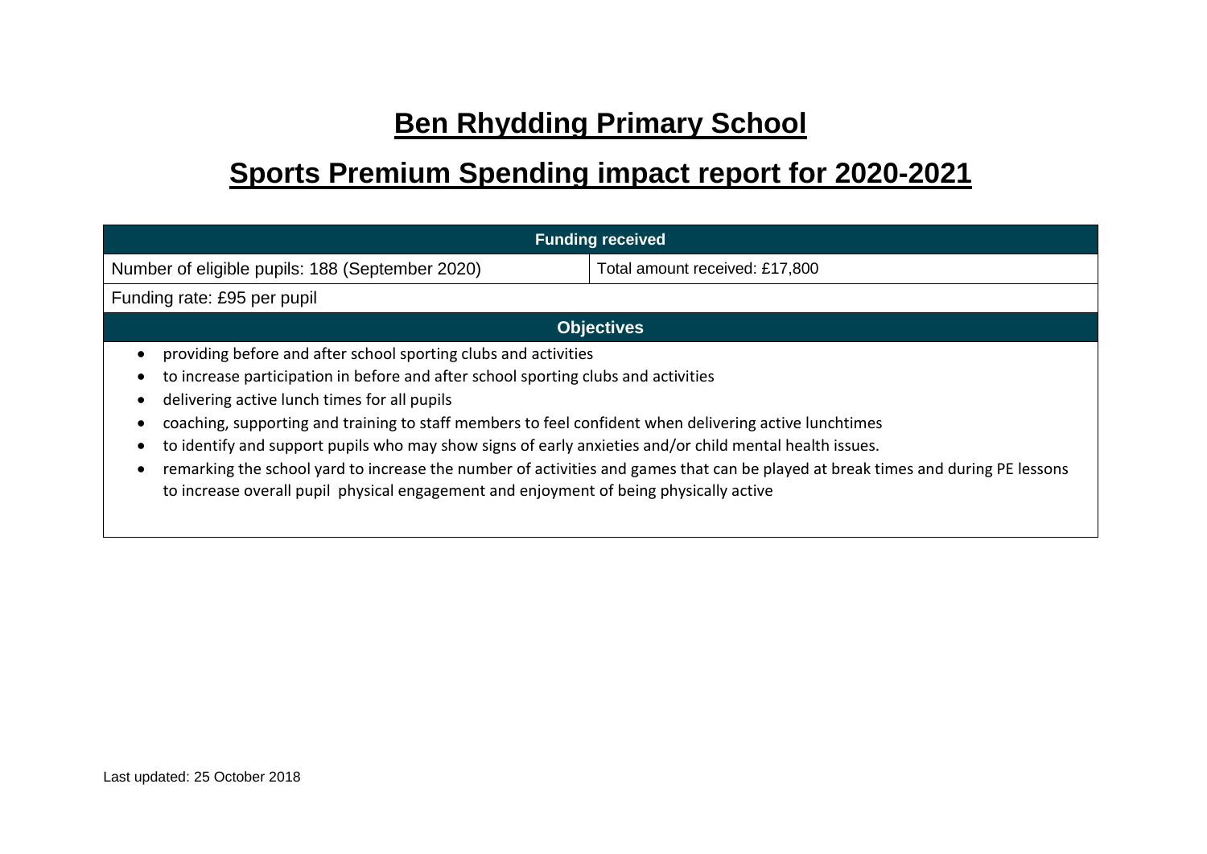# Ben Rhydding Primary School

## Sports Premium Spending impact report for 2020-2021

| Funding received | |
|---|---|
| Number of eligible pupils: 188 (September 2020) | Total amount received: £17,800 |
| Funding rate: £95 per pupil | |

**Objectives**

- providing before and after school sporting clubs and activities
- to increase participation in before and after school sporting clubs and activities
- delivering active lunch times for all pupils
- coaching, supporting and training to staff members to feel confident when delivering active lunchtimes
- to identify and support pupils who may show signs of early anxieties and/or child mental health issues.
- remarking the school yard to increase the number of activities and games that can be played at break times and during PE lessons to increase overall pupil physical engagement and enjoyment of being physically active

Last updated: 25 October 2018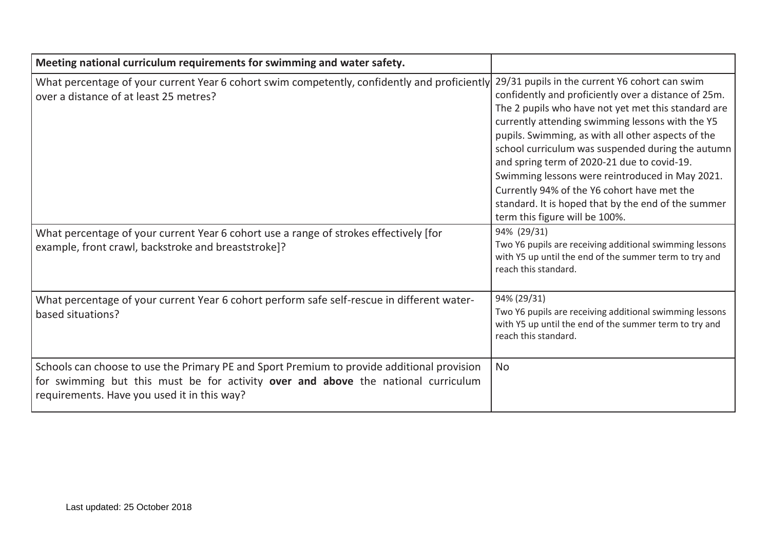| Meeting national curriculum requirements for swimming and water safety. | |
|---|---|
| What percentage of your current Year 6 cohort swim competently, confidently and proficiently over a distance of at least 25 metres? | 29/31 pupils in the current Y6 cohort can swim confidently and proficiently over a distance of 25m. The 2 pupils who have not yet met this standard are currently attending swimming lessons with the Y5 pupils. Swimming, as with all other aspects of the school curriculum was suspended during the autumn and spring term of 2020-21 due to covid-19. Swimming lessons were reintroduced in May 2021. Currently 94% of the Y6 cohort have met the standard. It is hoped that by the end of the summer term this figure will be 100%. |
| What percentage of your current Year 6 cohort use a range of strokes effectively [for example, front crawl, backstroke and breaststroke]? | 94% (29/31) Two Y6 pupils are receiving additional swimming lessons with Y5 up until the end of the summer term to try and reach this standard. |
| What percentage of your current Year 6 cohort perform safe self-rescue in different water-based situations? | 94% (29/31) Two Y6 pupils are receiving additional swimming lessons with Y5 up until the end of the summer term to try and reach this standard. |
| Schools can choose to use the Primary PE and Sport Premium to provide additional provision for swimming but this must be for activity **over and above** the national curriculum requirements. Have you used it in this way? | No |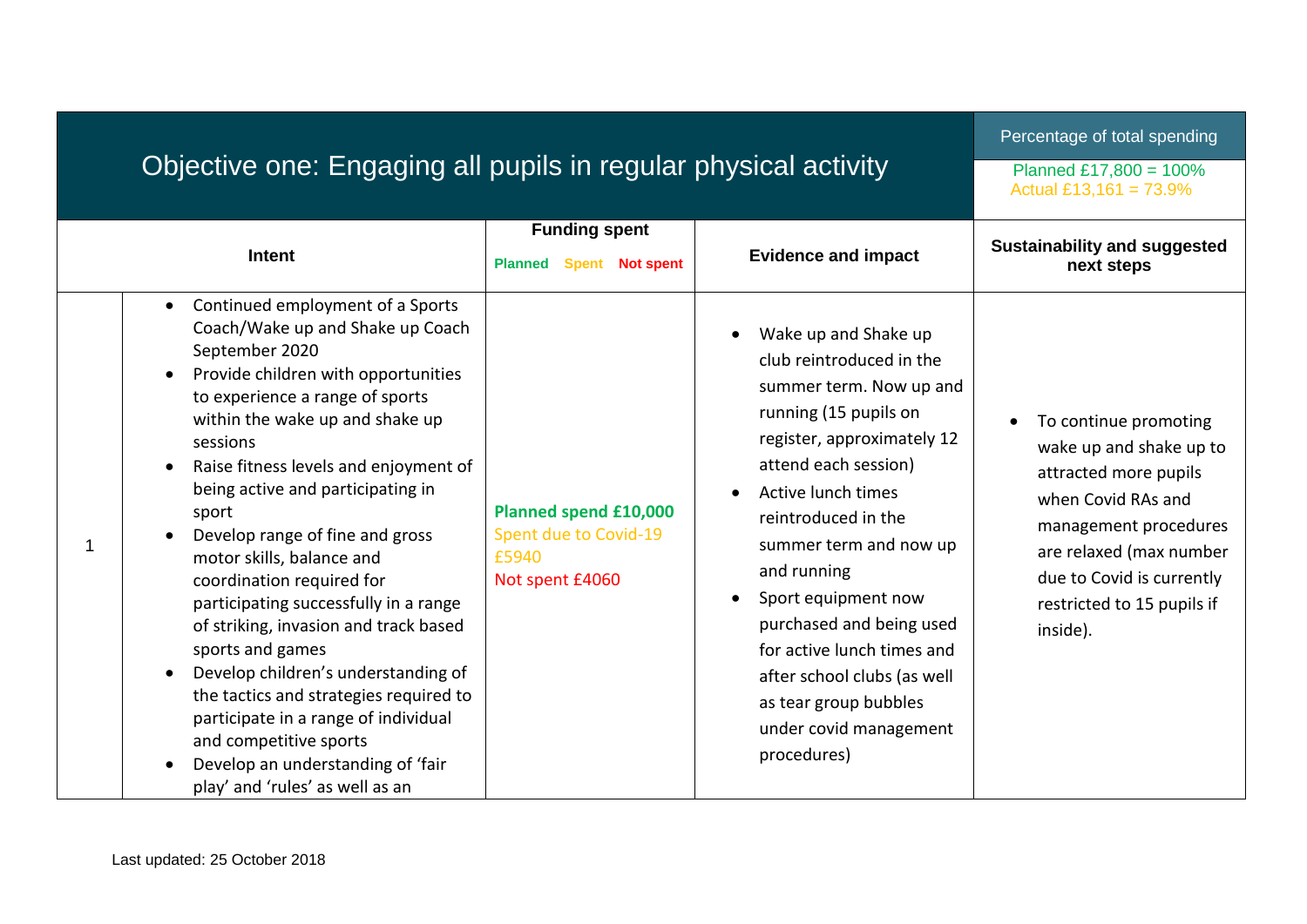| Objective one: Engaging all pupils in regular physical activity | | | | Percentage of total spending<br>Planned £17,800 = 100%<br>Actual £13,161 = 73.9% |
|---|---|---|---|---|
| | **Intent** | **Funding spent**<br>**Planned** **Spent** **Not spent** | **Evidence and impact** | **Sustainability and suggested next steps** |
| 1 | • Continued employment of a Sports Coach/Wake up and Shake up Coach September 2020<br>• Provide children with opportunities to experience a range of sports within the wake up and shake up sessions<br>• Raise fitness levels and enjoyment of being active and participating in sport<br>• Develop range of fine and gross motor skills, balance and coordination required for participating successfully in a range of striking, invasion and track based sports and games<br>• Develop children's understanding of the tactics and strategies required to participate in a range of individual and competitive sports<br>• Develop an understanding of 'fair play' and 'rules' as well as an | **Planned spend £10,000**<br>Spent due to Covid-19 £5940<br>Not spent £4060 | • Wake up and Shake up club reintroduced in the summer term. Now up and running (15 pupils on register, approximately 12 attend each session)<br>• Active lunch times reintroduced in the summer term and now up and running<br>• Sport equipment now purchased and being used for active lunch times and after school clubs (as well as tear group bubbles under covid management procedures) | • To continue promoting wake up and shake up to attracted more pupils when Covid RAs and management procedures are relaxed (max number due to Covid is currently restricted to 15 pupils if inside). |

Last updated: 25 October 2018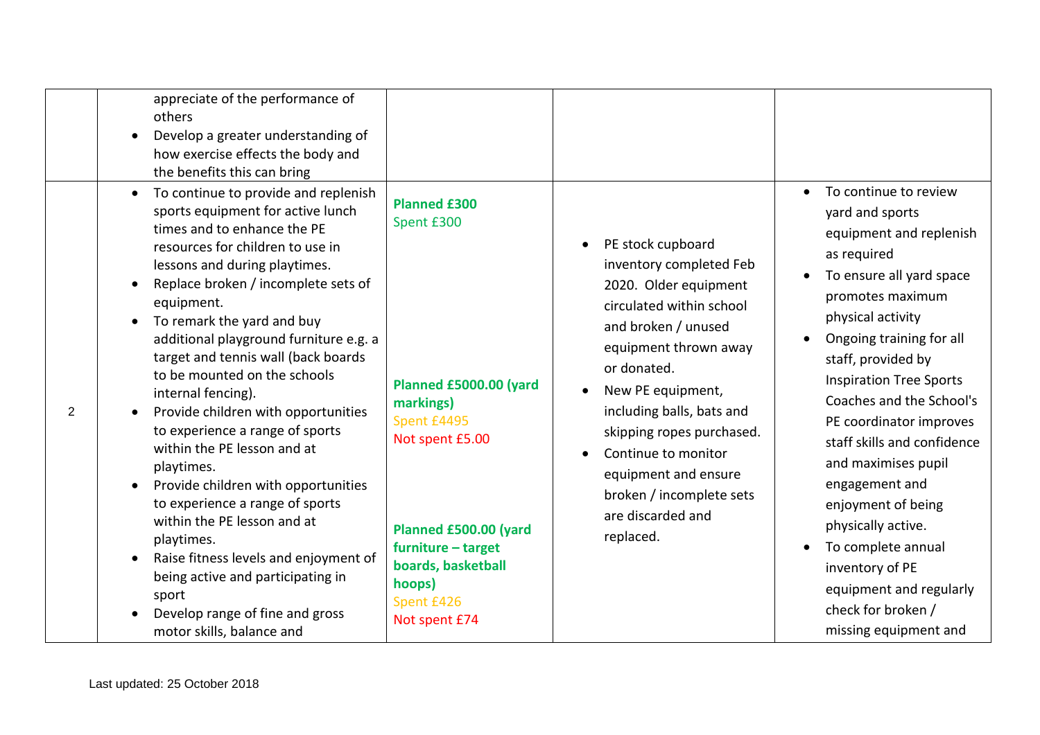| | | | | |
|---|---|---|---|---|
| | • appreciate of the performance of others<br>• Develop a greater understanding of how exercise effects the body and the benefits this can bring | | | |
| 2 | • To continue to provide and replenish sports equipment for active lunch times and to enhance the PE resources for children to use in lessons and during playtimes.<br>• Replace broken / incomplete sets of equipment.<br>• To remark the yard and buy additional playground furniture e.g. a target and tennis wall (back boards to be mounted on the schools internal fencing).<br>• Provide children with opportunities to experience a range of sports within the PE lesson and at playtimes.<br>• Provide children with opportunities to experience a range of sports within the PE lesson and at playtimes.<br>• Raise fitness levels and enjoyment of being active and participating in sport<br>• Develop range of fine and gross motor skills, balance and | **Planned £300**<br>Spent £300<br><br>**Planned £5000.00 (yard markings)**<br>Spent £4495<br>Not spent £5.00<br><br>**Planned £500.00 (yard furniture – target boards, basketball hoops)**<br>Spent £426<br>Not spent £74 | • PE stock cupboard inventory completed Feb 2020. Older equipment circulated within school and broken / unused equipment thrown away or donated.<br>• New PE equipment, including balls, bats and skipping ropes purchased.<br>• Continue to monitor equipment and ensure broken / incomplete sets are discarded and replaced. | • To continue to review yard and sports equipment and replenish as required<br>• To ensure all yard space promotes maximum physical activity<br>• Ongoing training for all staff, provided by Inspiration Tree Sports Coaches and the School's PE coordinator improves staff skills and confidence and maximises pupil engagement and enjoyment of being physically active.<br>• To complete annual inventory of PE equipment and regularly check for broken / missing equipment and |

Last updated: 25 October 2018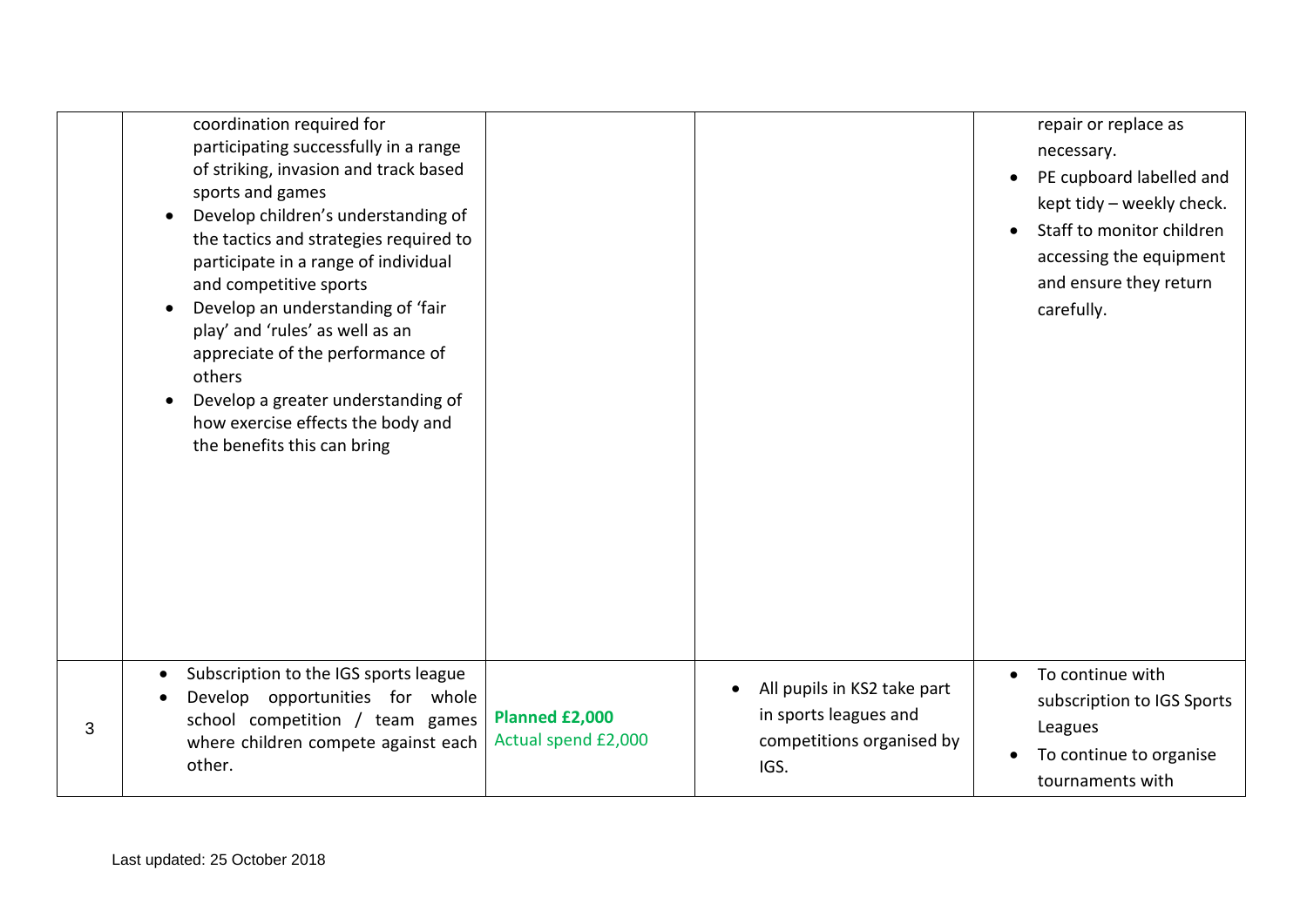| | | | | |
|---|---|---|---|---|
| | coordination required for participating successfully in a range of striking, invasion and track based sports and games<br>• Develop children's understanding of the tactics and strategies required to participate in a range of individual and competitive sports<br>• Develop an understanding of 'fair play' and 'rules' as well as an appreciate of the performance of others<br>• Develop a greater understanding of how exercise effects the body and the benefits this can bring | | | repair or replace as necessary.<br>• PE cupboard labelled and kept tidy – weekly check.<br>• Staff to monitor children accessing the equipment and ensure they return carefully. |
| 3 | • Subscription to the IGS sports league<br>• Develop opportunities for whole school competition / team games where children compete against each other. | **Planned £2,000**<br>Actual spend £2,000 | • All pupils in KS2 take part in sports leagues and competitions organised by IGS. | • To continue with subscription to IGS Sports Leagues<br>• To continue to organise tournaments with |

Last updated: 25 October 2018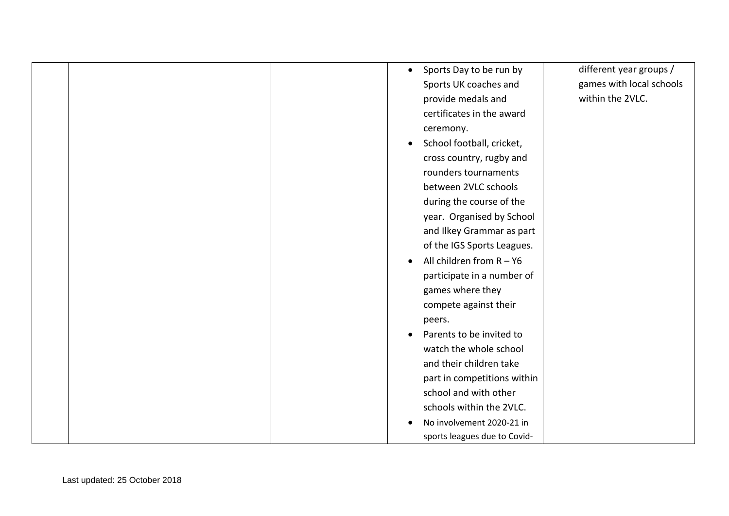|  |  |  |  |  |
|---|---|---|---|---|
|  |  |  | • Sports Day to be run by Sports UK coaches and provide medals and certificates in the award ceremony.<br>• School football, cricket, cross country, rugby and rounders tournaments between 2VLC schools during the course of the year. Organised by School and Ilkey Grammar as part of the IGS Sports Leagues.<br>• All children from R – Y6 participate in a number of games where they compete against their peers.<br>• Parents to be invited to watch the whole school and their children take part in competitions within school and with other schools within the 2VLC.<br>• No involvement 2020-21 in sports leagues due to Covid- | different year groups / games with local schools within the 2VLC. |

Last updated: 25 October 2018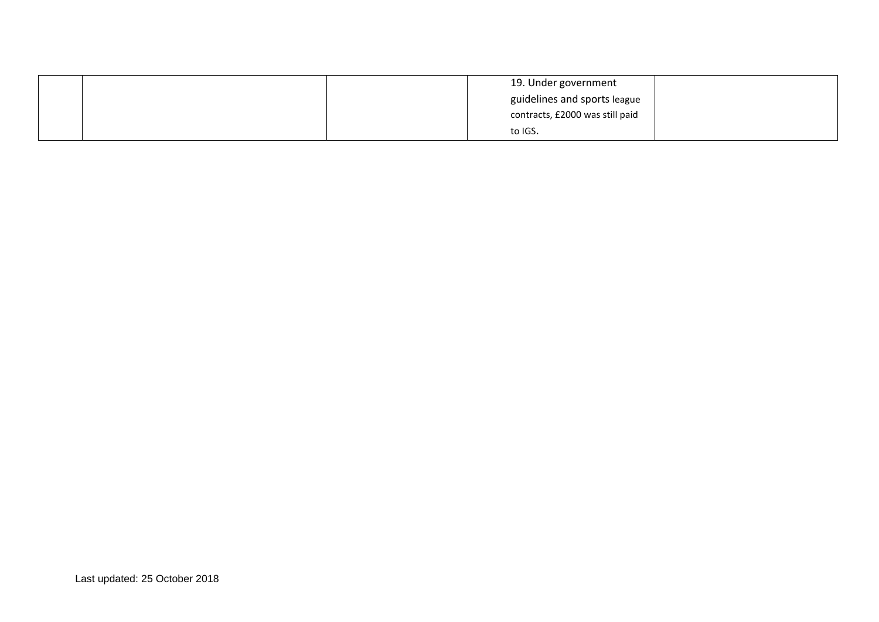| | | | | |
|---|---|---|---|---|
| | | | 19. Under government guidelines and sports league contracts, £2000 was still paid to IGS. | |

Last updated: 25 October 2018